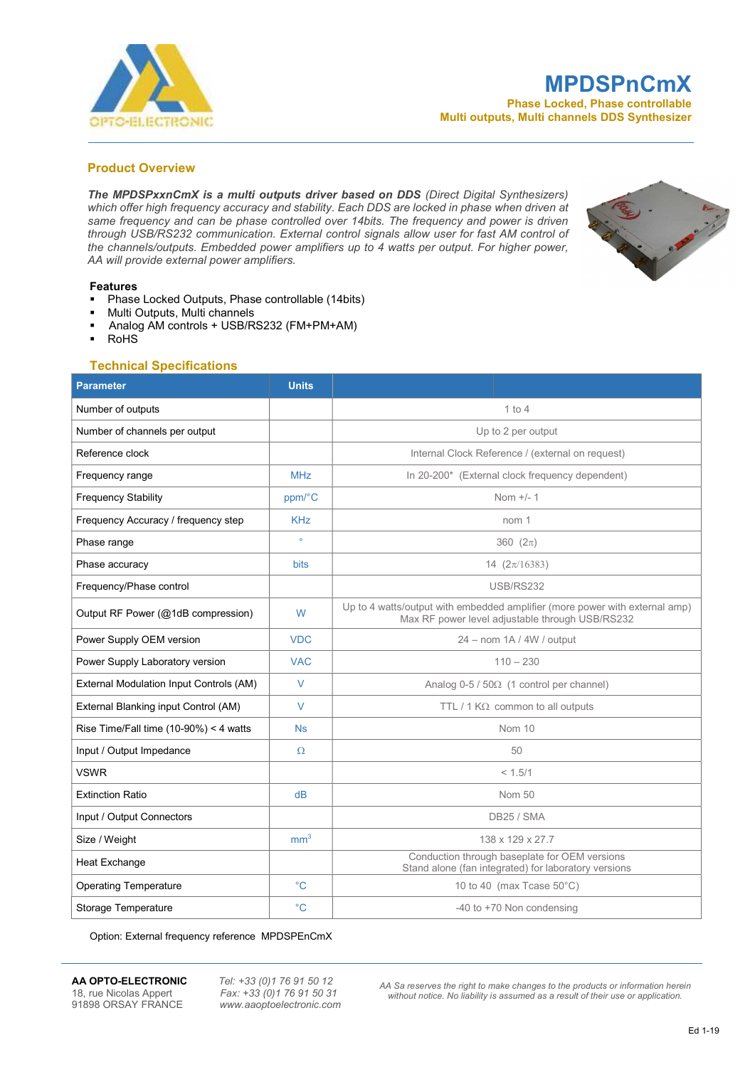# MPDSPnCmX

**Phase Locked, Phase controllable**
**Multi outputs, Multi channels DDS Synthesizer**

## Product Overview

***The MPDSPxxnCmX is a multi outputs driver based on DDS*** *(Direct Digital Synthesizers) which offer high frequency accuracy and stability. Each DDS are locked in phase when driven at same frequency and can be phase controlled over 14bits. The frequency and power is driven through USB/RS232 communication. External control signals allow user for fast AM control of the channels/outputs. Embedded power amplifiers up to 4 watts per output. For higher power, AA will provide external power amplifiers.*

### Features

- Phase Locked Outputs, Phase controllable (14bits)
- Multi Outputs, Multi channels
- Analog AM controls + USB/RS232 (FM+PM+AM)
- RoHS

## Technical Specifications

| Parameter | Units | |
|---|---|---|
| Number of outputs | | 1 to 4 |
| Number of channels per output | | Up to 2 per output |
| Reference clock | | Internal Clock Reference / (external on request) |
| Frequency range | MHz | In 20-200* (External clock frequency dependent) |
| Frequency Stability | ppm/°C | Nom +/- 1 |
| Frequency Accuracy / frequency step | KHz | nom 1 |
| Phase range | ° | 360 ($2\pi$) |
| Phase accuracy | bits | 14 ($2\pi/16383$) |
| Frequency/Phase control | | USB/RS232 |
| Output RF Power (@1dB compression) | W | Up to 4 watts/output with embedded amplifier (more power with external amp) Max RF power level adjustable through USB/RS232 |
| Power Supply OEM version | VDC | 24 – nom 1A / 4W / output |
| Power Supply Laboratory version | VAC | 110 – 230 |
| External Modulation Input Controls (AM) | V | Analog 0-5 / 50Ω (1 control per channel) |
| External Blanking input Control (AM) | V | TTL / 1 KΩ common to all outputs |
| Rise Time/Fall time (10-90%) < 4 watts | Ns | Nom 10 |
| Input / Output Impedance | Ω | 50 |
| VSWR | | < 1.5/1 |
| Extinction Ratio | dB | Nom 50 |
| Input / Output Connectors | | DB25 / SMA |
| Size / Weight | $mm^3$ | 138 x 129 x 27.7 |
| Heat Exchange | | Conduction through baseplate for OEM versions Stand alone (fan integrated) for laboratory versions |
| Operating Temperature | °C | 10 to 40 (max Tcase 50°C) |
| Storage Temperature | °C | -40 to +70 Non condensing |

Option: External frequency reference MPDSPEnCmX

**AA OPTO-ELECTRONIC**
18, rue Nicolas Appert
91898 ORSAY FRANCE

*Tel: +33 (0)1 76 91 50 12*
*Fax: +33 (0)1 76 91 50 31*
*www.aaoptoelectronic.com*

*AA Sa reserves the right to make changes to the products or information herein without notice. No liability is assumed as a result of their use or application.*

Ed 1-19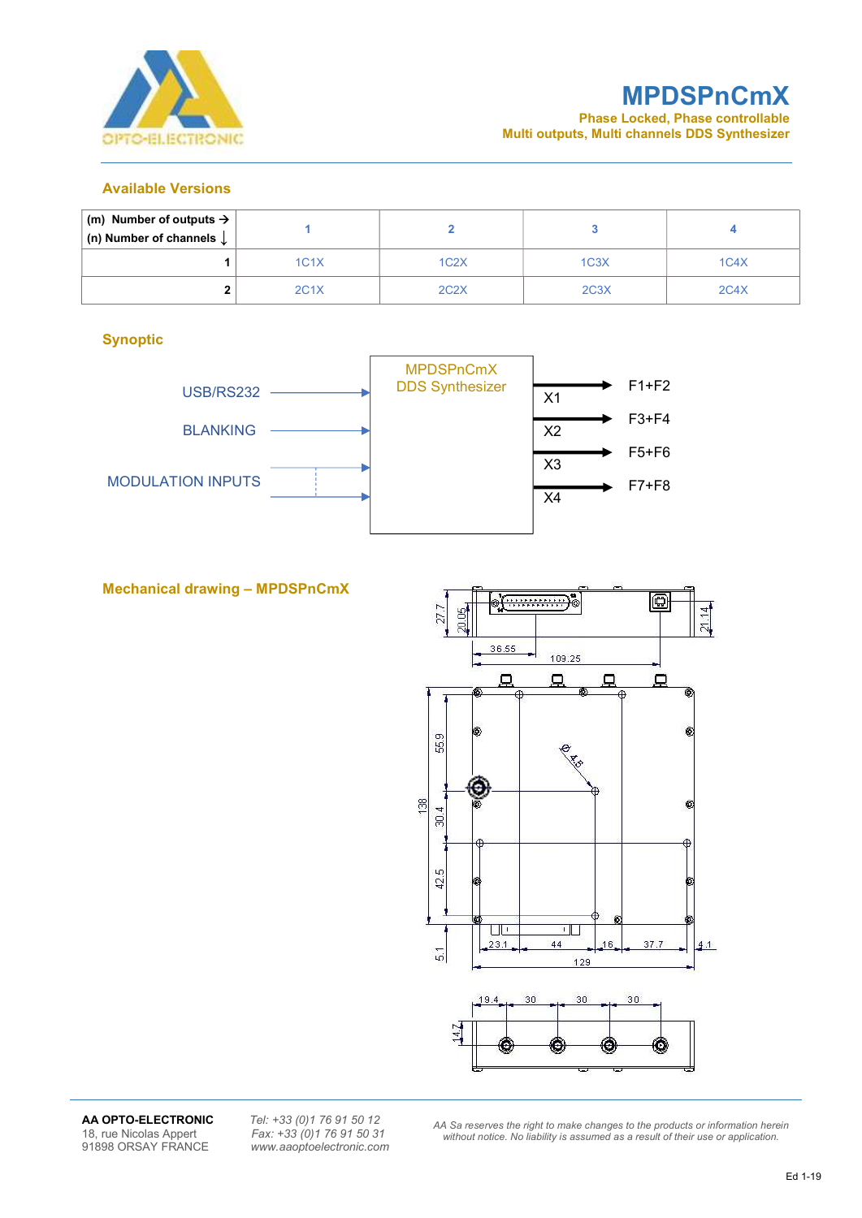**MPDSPnCmX**

**Phase Locked, Phase controllable**
**Multi outputs, Multi channels DDS Synthesizer**

## Available Versions

| (m) Number of outputs → (n) Number of channels ↓ | 1 | 2 | 3 | 4 |
|---|---|---|---|---|
| 1 | 1C1X | 1C2X | 1C3X | 1C4X |
| 2 | 2C1X | 2C2X | 2C3X | 2C4X |

## Synoptic

MPDSPnCmX
DDS Synthesizer

USB/RS232
BLANKING
MODULATION INPUTS

X1 F1+F2
X2 F3+F4
X3 F5+F6
X4 F7+F8

## Mechanical drawing – MPDSPnCmX

27.7
20.05
21.14
36.55
109.25
55.9
Ø 4.5
138
30.4
42.5
5.1
23.1
44
16
37.7
4.1
129
19.4
30
30
30
14.7

**AA OPTO-ELECTRONIC**
18, rue Nicolas Appert
91898 ORSAY FRANCE

*Tel: +33 (0)1 76 91 50 12*
*Fax: +33 (0)1 76 91 50 31*
*www.aaoptoelectronic.com*

*AA Sa reserves the right to make changes to the products or information herein without notice. No liability is assumed as a result of their use or application.*

Ed 1-19